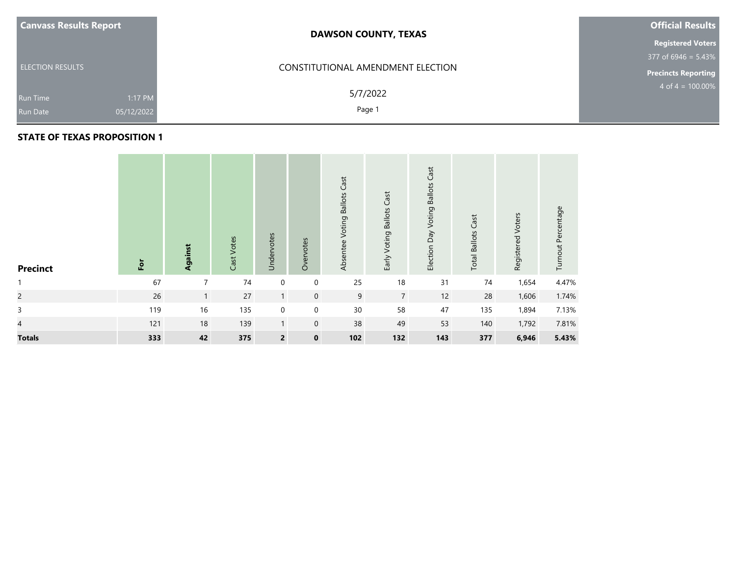**Canvass Results Report**

ELECTION RESULTS

Run Time 1:17 PM

Run Date 05/12/2022

**DAWSON COUNTY, TEXAS**

CONSTITUTIONAL AMENDMENT ELECTION

5/7/2022

**Official Results**

**Registered Voters**

377 of 6946 = 5.43%

**Precincts Reporting**

4 of 4 = 100.00%

### STATE OF TEXAS PROPOSITION 1

| Precinct | For | Against | Cast Votes | Undervotes | Overvotes | Absentee Voting Ballots Cast | Early Voting Ballots Cast | Election Day Voting Ballots Cast | Total Ballots Cast | Registered Voters | Turnout Percentage |
|---|---|---|---|---|---|---|---|---|---|---|---|
| 1 | 67 | 7 | 74 | 0 | 0 | 25 | 18 | 31 | 74 | 1,654 | 4.47% |
| 2 | 26 | 1 | 27 | 1 | 0 | 9 | 7 | 12 | 28 | 1,606 | 1.74% |
| 3 | 119 | 16 | 135 | 0 | 0 | 30 | 58 | 47 | 135 | 1,894 | 7.13% |
| 4 | 121 | 18 | 139 | 1 | 0 | 38 | 49 | 53 | 140 | 1,792 | 7.81% |
| **Totals** | **333** | **42** | **375** | **2** | **0** | **102** | **132** | **143** | **377** | **6,946** | **5.43%** |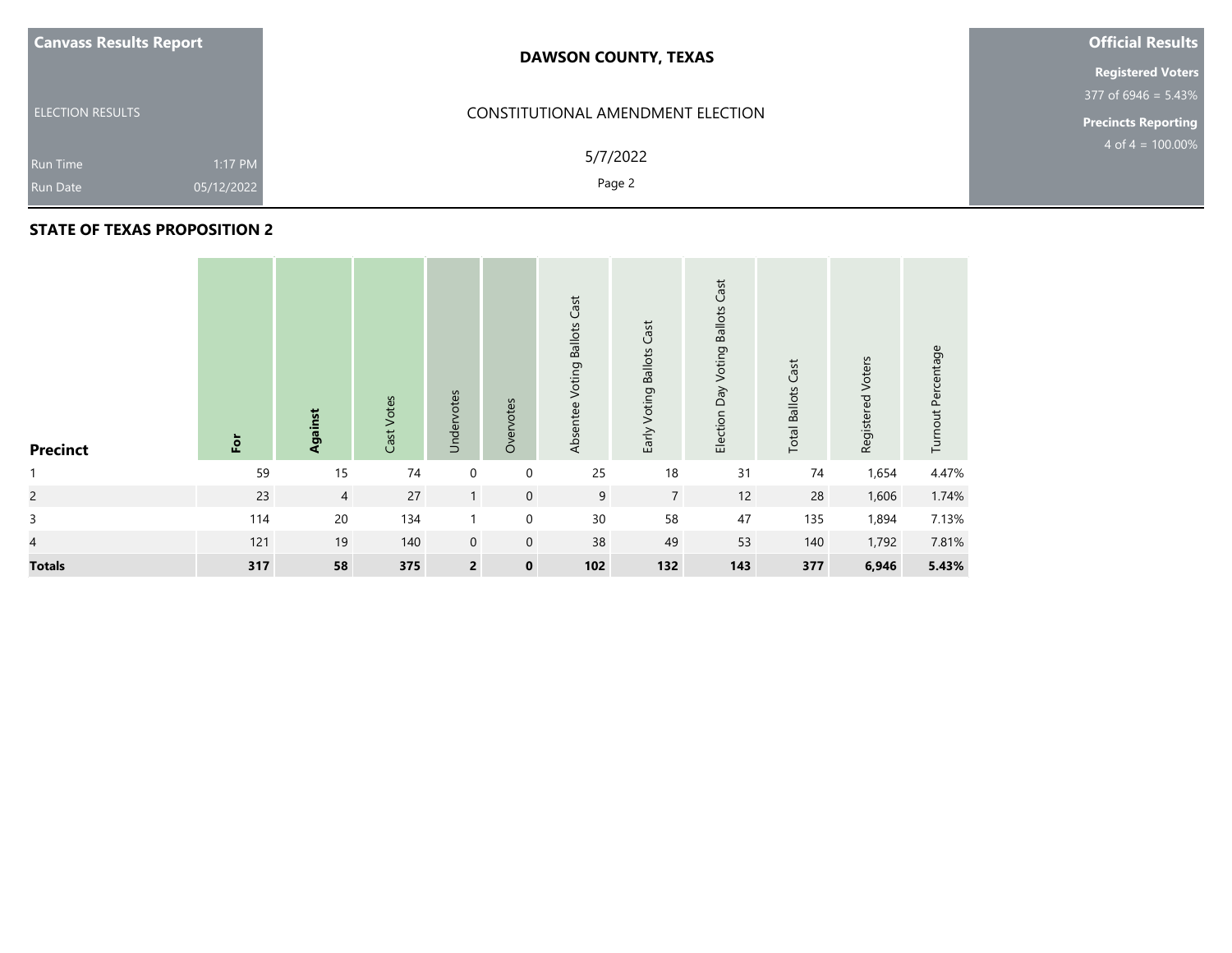**Canvass Results Report**

ELECTION RESULTS

Run Time 1:17 PM

Run Date 05/12/2022

**DAWSON COUNTY, TEXAS**

CONSTITUTIONAL AMENDMENT ELECTION

5/7/2022

**Official Results**

**Registered Voters**

377 of 6946 = 5.43%

**Precincts Reporting**

4 of 4 = 100.00%

## STATE OF TEXAS PROPOSITION 2

| Precinct | For | Against | Cast Votes | Undervotes | Overvotes | Absentee Voting Ballots Cast | Early Voting Ballots Cast | Election Day Voting Ballots Cast | Total Ballots Cast | Registered Voters | Turnout Percentage |
|---|---|---|---|---|---|---|---|---|---|---|---|
| 1 | 59 | 15 | 74 | 0 | 0 | 25 | 18 | 31 | 74 | 1,654 | 4.47% |
| 2 | 23 | 4 | 27 | 1 | 0 | 9 | 7 | 12 | 28 | 1,606 | 1.74% |
| 3 | 114 | 20 | 134 | 1 | 0 | 30 | 58 | 47 | 135 | 1,894 | 7.13% |
| 4 | 121 | 19 | 140 | 0 | 0 | 38 | 49 | 53 | 140 | 1,792 | 7.81% |
| **Totals** | **317** | **58** | **375** | **2** | **0** | **102** | **132** | **143** | **377** | **6,946** | **5.43%** |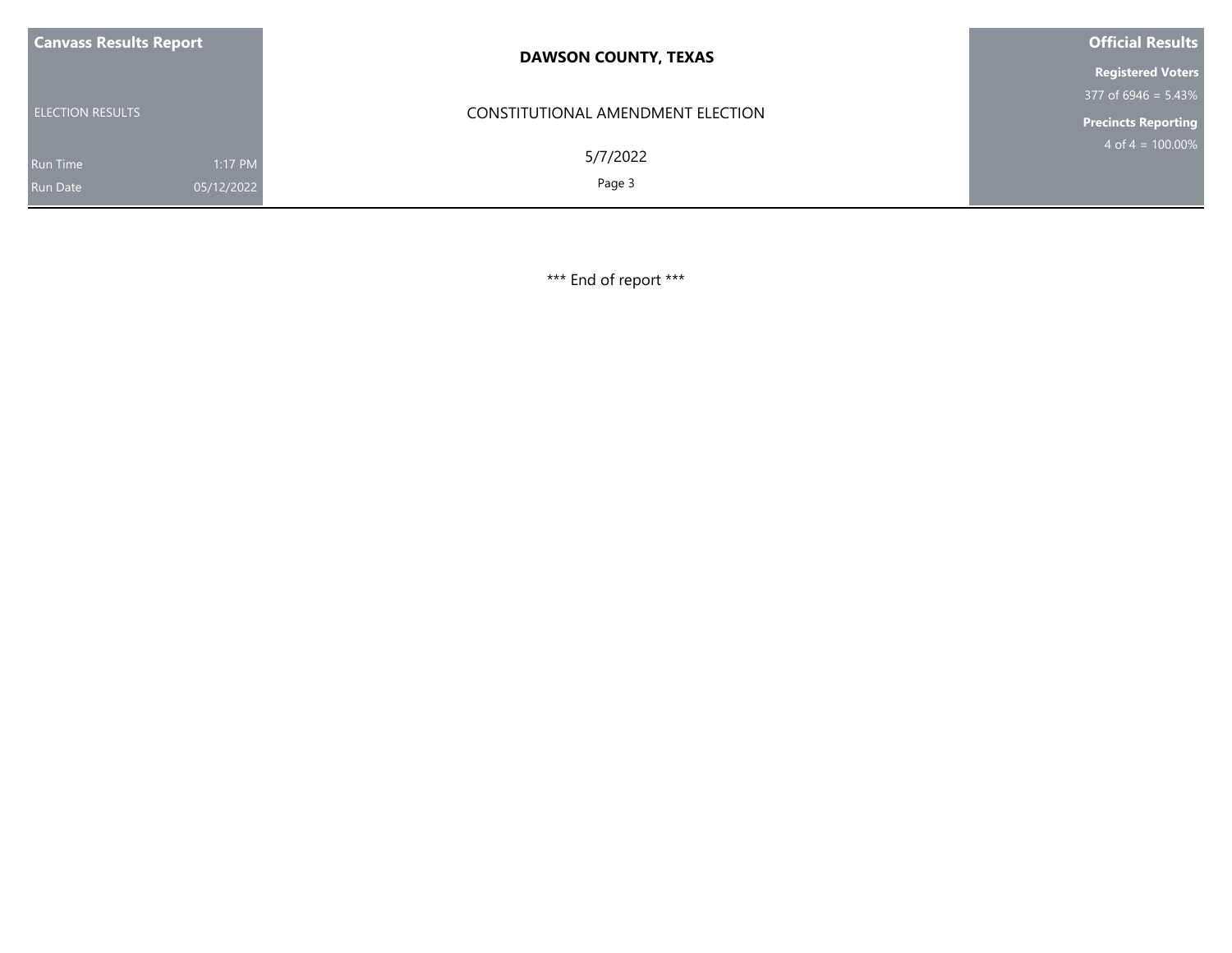*** End of report ***